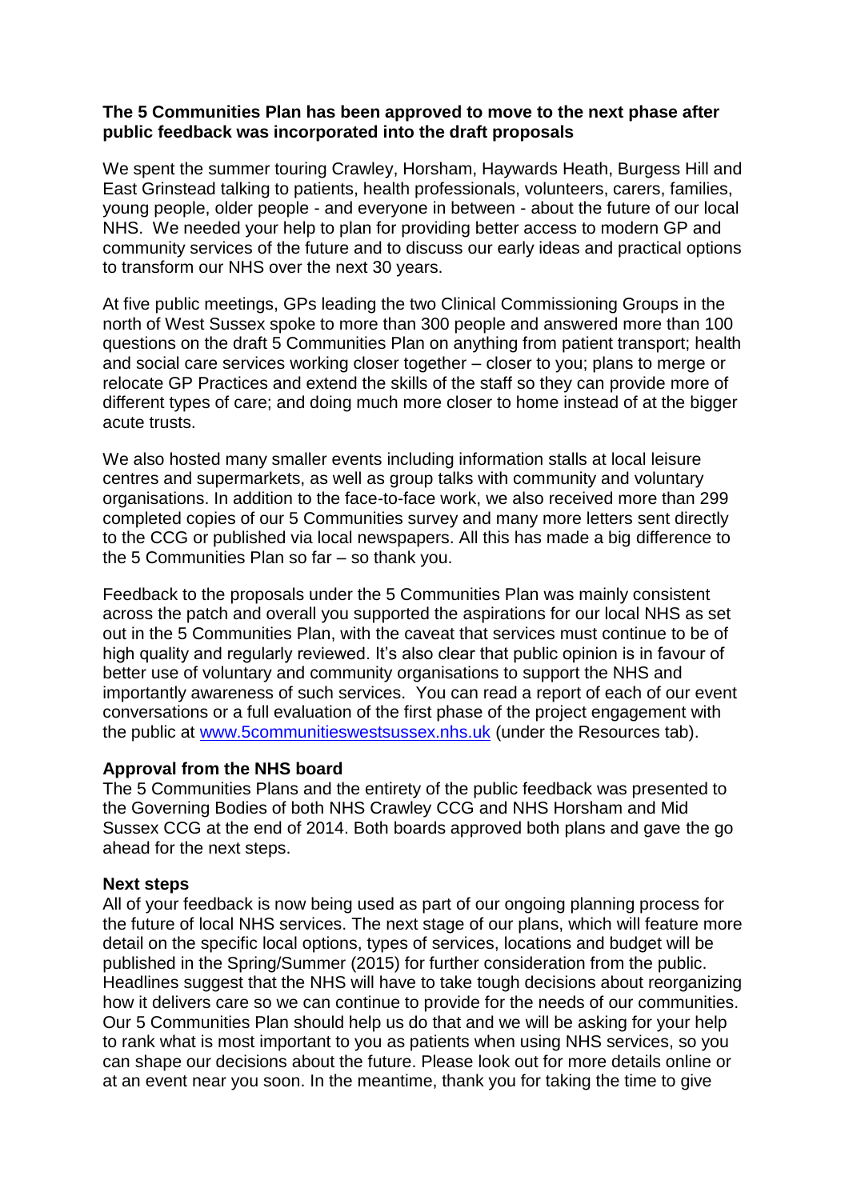**The 5 Communities Plan has been approved to move to the next phase after public feedback was incorporated into the draft proposals**

We spent the summer touring Crawley, Horsham, Haywards Heath, Burgess Hill and East Grinstead talking to patients, health professionals, volunteers, carers, families, young people, older people - and everyone in between - about the future of our local NHS. We needed your help to plan for providing better access to modern GP and community services of the future and to discuss our early ideas and practical options to transform our NHS over the next 30 years.

At five public meetings, GPs leading the two Clinical Commissioning Groups in the north of West Sussex spoke to more than 300 people and answered more than 100 questions on the draft 5 Communities Plan on anything from patient transport; health and social care services working closer together – closer to you; plans to merge or relocate GP Practices and extend the skills of the staff so they can provide more of different types of care; and doing much more closer to home instead of at the bigger acute trusts.

We also hosted many smaller events including information stalls at local leisure centres and supermarkets, as well as group talks with community and voluntary organisations. In addition to the face-to-face work, we also received more than 299 completed copies of our 5 Communities survey and many more letters sent directly to the CCG or published via local newspapers. All this has made a big difference to the 5 Communities Plan so far – so thank you.

Feedback to the proposals under the 5 Communities Plan was mainly consistent across the patch and overall you supported the aspirations for our local NHS as set out in the 5 Communities Plan, with the caveat that services must continue to be of high quality and regularly reviewed. It's also clear that public opinion is in favour of better use of voluntary and community organisations to support the NHS and importantly awareness of such services. You can read a report of each of our event conversations or a full evaluation of the first phase of the project engagement with the public at [www.5communitieswestsussex.nhs.uk](http://www.5communitieswestsussex.nhs.uk) (under the Resources tab).

**Approval from the NHS board**

The 5 Communities Plans and the entirety of the public feedback was presented to the Governing Bodies of both NHS Crawley CCG and NHS Horsham and Mid Sussex CCG at the end of 2014. Both boards approved both plans and gave the go ahead for the next steps.

**Next steps**

All of your feedback is now being used as part of our ongoing planning process for the future of local NHS services. The next stage of our plans, which will feature more detail on the specific local options, types of services, locations and budget will be published in the Spring/Summer (2015) for further consideration from the public. Headlines suggest that the NHS will have to take tough decisions about reorganizing how it delivers care so we can continue to provide for the needs of our communities. Our 5 Communities Plan should help us do that and we will be asking for your help to rank what is most important to you as patients when using NHS services, so you can shape our decisions about the future. Please look out for more details online or at an event near you soon. In the meantime, thank you for taking the time to give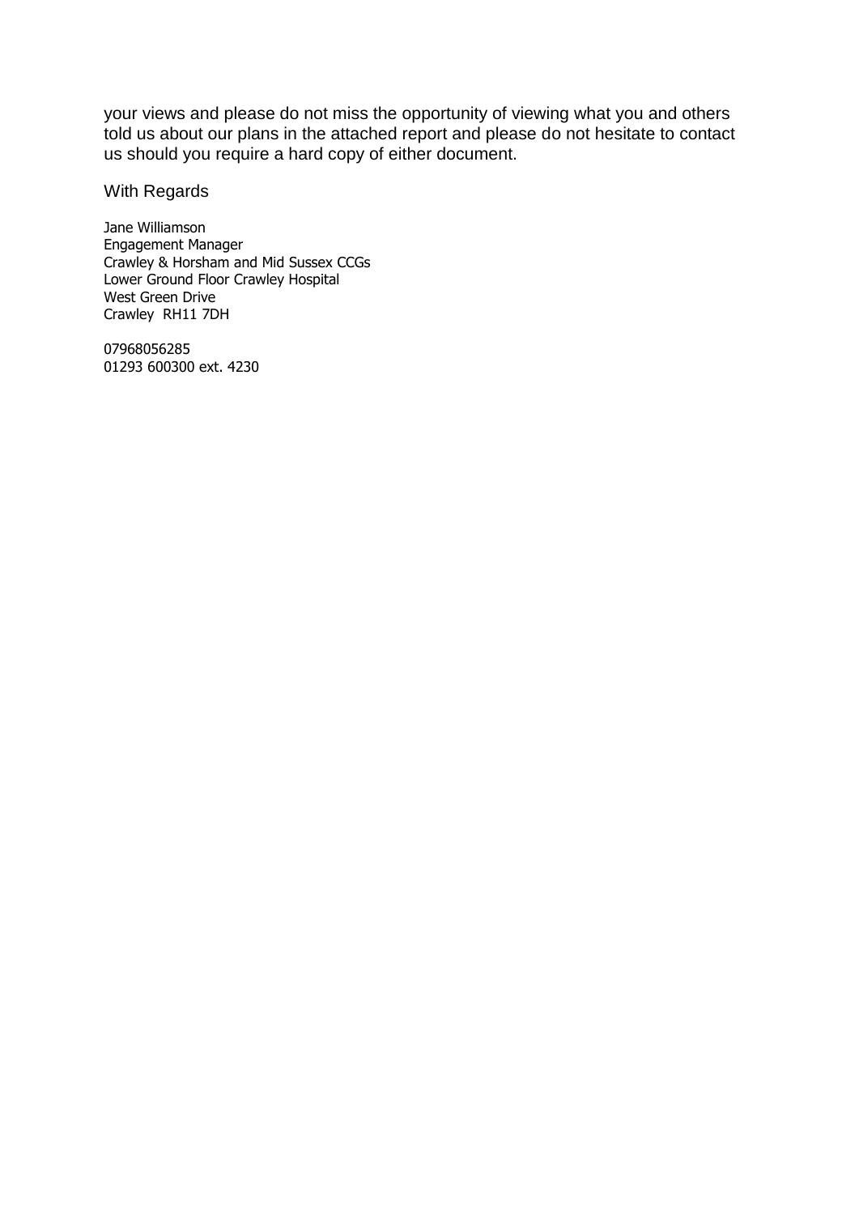your views and please do not miss the opportunity of viewing what you and others told us about our plans in the attached report and please do not hesitate to contact us should you require a hard copy of either document.

With Regards

Jane Williamson
Engagement Manager
Crawley & Horsham and Mid Sussex CCGs
Lower Ground Floor Crawley Hospital
West Green Drive
Crawley RH11 7DH

07968056285
01293 600300 ext. 4230